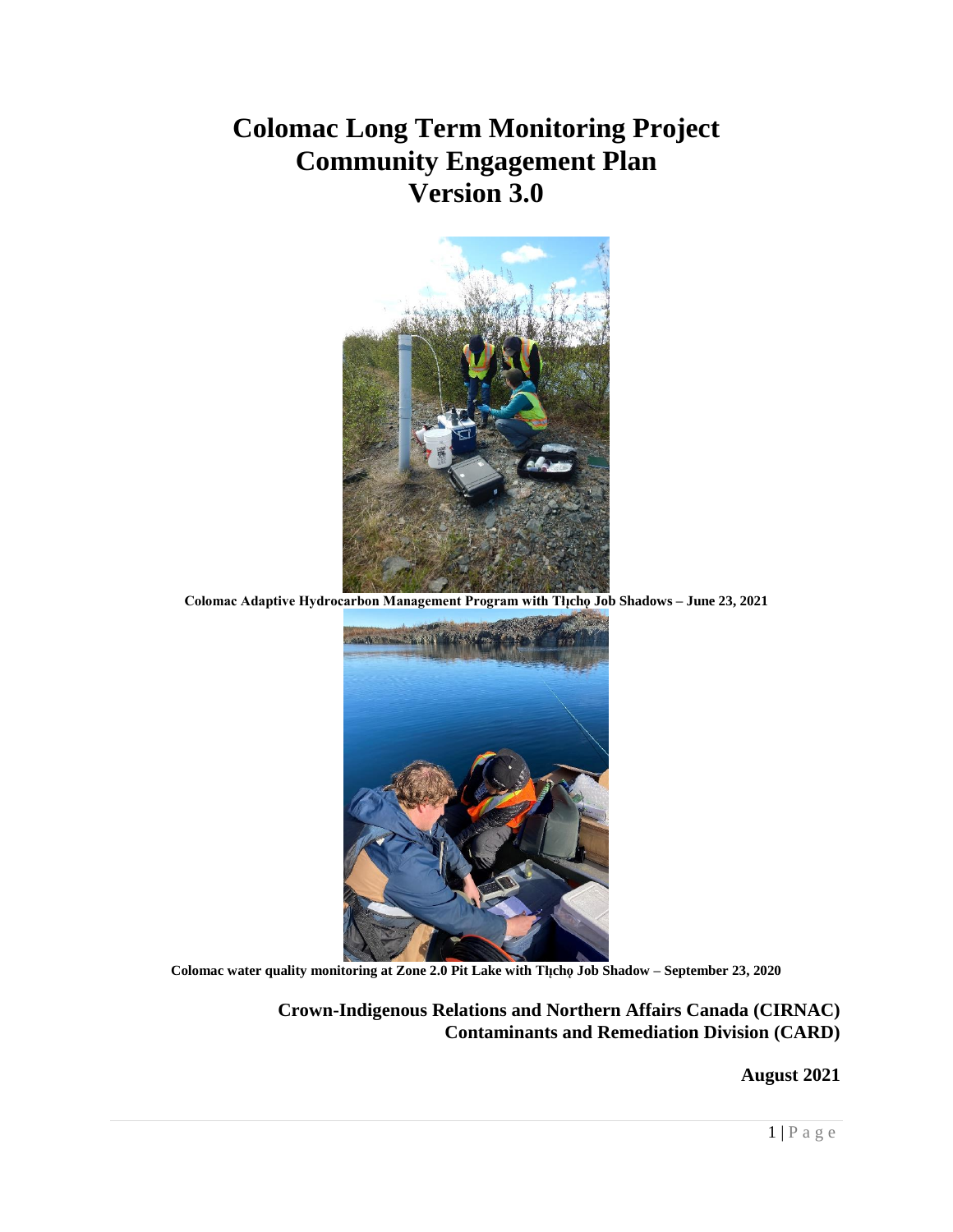# Colomac Long Term Monitoring Project
# Community Engagement Plan
# Version 3.0

**Colomac Adaptive Hydrocarbon Management Program with Tłı̨chǫ Job Shadows – June 23, 2021**

**Colomac water quality monitoring at Zone 2.0 Pit Lake with Tłı̨chǫ Job Shadow – September 23, 2020**

**Crown-Indigenous Relations and Northern Affairs Canada (CIRNAC)**
**Contaminants and Remediation Division (CARD)**

**August 2021**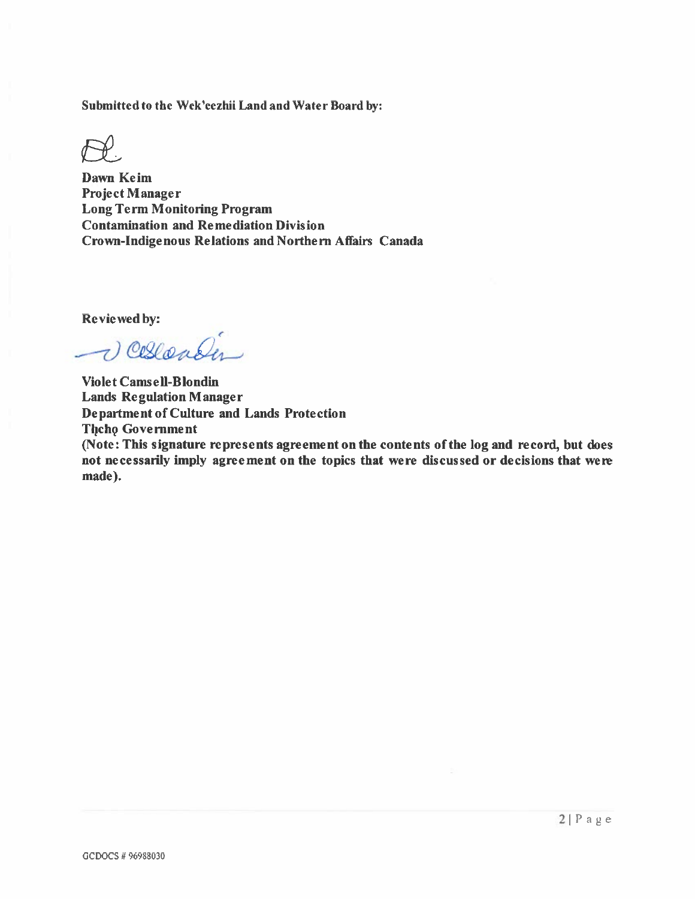**Submitted to the Wek'eezhii Land and Water Board by:**

**Dawn Keim**
**Project Manager**
**Long Term Monitoring Program**
**Contamination and Remediation Division**
**Crown-Indigenous Relations and Northern Affairs Canada**

**Reviewed by:**

**Violet Camsell-Blondin**
**Lands Regulation Manager**
**Department of Culture and Lands Protection**
**Tłı̨chǫ Government**
**(Note: This signature represents agreement on the contents of the log and record, but does not necessarily imply agreement on the topics that were discussed or decisions that were made).**

GCDOCS # 96988030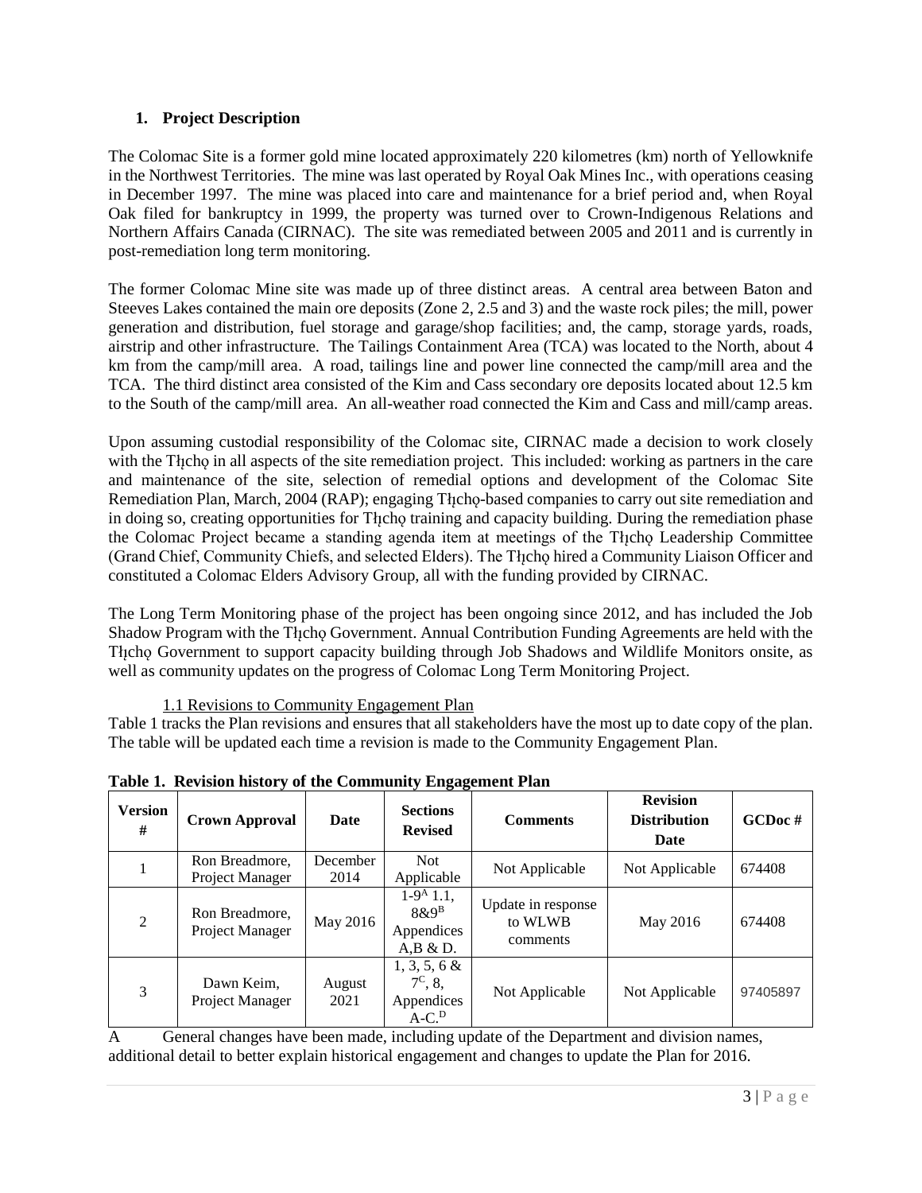## 1. Project Description

The Colomac Site is a former gold mine located approximately 220 kilometres (km) north of Yellowknife in the Northwest Territories. The mine was last operated by Royal Oak Mines Inc., with operations ceasing in December 1997. The mine was placed into care and maintenance for a brief period and, when Royal Oak filed for bankruptcy in 1999, the property was turned over to Crown-Indigenous Relations and Northern Affairs Canada (CIRNAC). The site was remediated between 2005 and 2011 and is currently in post-remediation long term monitoring.

The former Colomac Mine site was made up of three distinct areas. A central area between Baton and Steeves Lakes contained the main ore deposits (Zone 2, 2.5 and 3) and the waste rock piles; the mill, power generation and distribution, fuel storage and garage/shop facilities; and, the camp, storage yards, roads, airstrip and other infrastructure. The Tailings Containment Area (TCA) was located to the North, about 4 km from the camp/mill area. A road, tailings line and power line connected the camp/mill area and the TCA. The third distinct area consisted of the Kim and Cass secondary ore deposits located about 12.5 km to the South of the camp/mill area. An all-weather road connected the Kim and Cass and mill/camp areas.

Upon assuming custodial responsibility of the Colomac site, CIRNAC made a decision to work closely with the Tłı̨chǫ in all aspects of the site remediation project. This included: working as partners in the care and maintenance of the site, selection of remedial options and development of the Colomac Site Remediation Plan, March, 2004 (RAP); engaging Tłı̨chǫ-based companies to carry out site remediation and in doing so, creating opportunities for Tłı̨chǫ training and capacity building. During the remediation phase the Colomac Project became a standing agenda item at meetings of the Tłı̨chǫ Leadership Committee (Grand Chief, Community Chiefs, and selected Elders). The Tłı̨chǫ hired a Community Liaison Officer and constituted a Colomac Elders Advisory Group, all with the funding provided by CIRNAC.

The Long Term Monitoring phase of the project has been ongoing since 2012, and has included the Job Shadow Program with the Tłı̨chǫ Government. Annual Contribution Funding Agreements are held with the Tłı̨chǫ Government to support capacity building through Job Shadows and Wildlife Monitors onsite, as well as community updates on the progress of Colomac Long Term Monitoring Project.

### 1.1 Revisions to Community Engagement Plan

Table 1 tracks the Plan revisions and ensures that all stakeholders have the most up to date copy of the plan. The table will be updated each time a revision is made to the Community Engagement Plan.

**Table 1. Revision history of the Community Engagement Plan**

| Version # | Crown Approval | Date | Sections Revised | Comments | Revision Distribution Date | GCDoc # |
|---|---|---|---|---|---|---|
| 1 | Ron Breadmore, Project Manager | December 2014 | Not Applicable | Not Applicable | Not Applicable | 674408 |
| 2 | Ron Breadmore, Project Manager | May 2016 | 1-9[A] 1.1, 8&9[B] Appendices A,B & D. | Update in response to WLWB comments | May 2016 | 674408 |
| 3 | Dawn Keim, Project Manager | August 2021 | 1, 3, 5, 6 & 7[C], 8, Appendices A-C.[D] | Not Applicable | Not Applicable | 97405897 |

A General changes have been made, including update of the Department and division names, additional detail to better explain historical engagement and changes to update the Plan for 2016.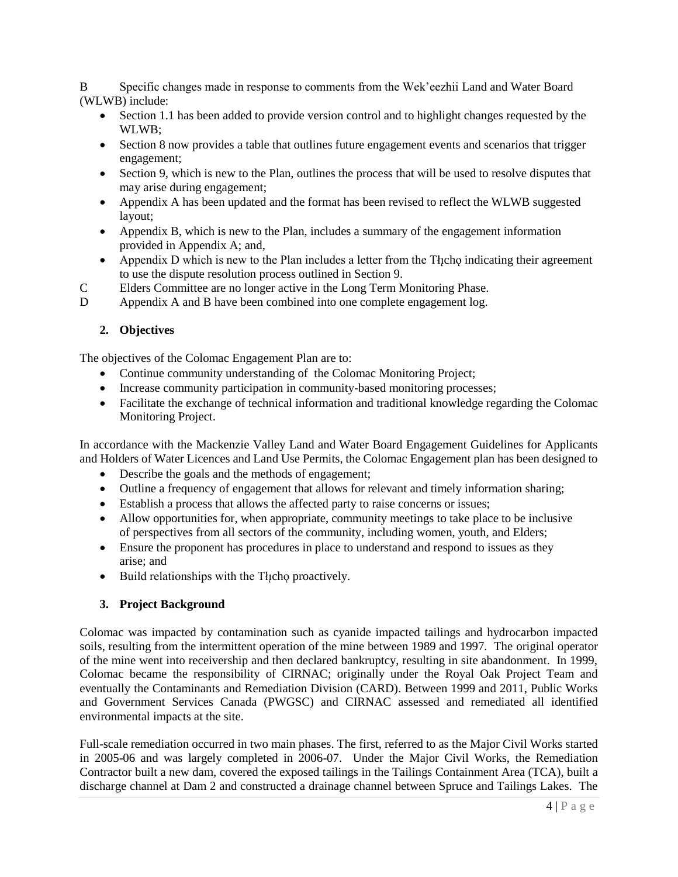B Specific changes made in response to comments from the Wek'eezhii Land and Water Board (WLWB) include:

- Section 1.1 has been added to provide version control and to highlight changes requested by the WLWB;
- Section 8 now provides a table that outlines future engagement events and scenarios that trigger engagement;
- Section 9, which is new to the Plan, outlines the process that will be used to resolve disputes that may arise during engagement;
- Appendix A has been updated and the format has been revised to reflect the WLWB suggested layout;
- Appendix B, which is new to the Plan, includes a summary of the engagement information provided in Appendix A; and,
- Appendix D which is new to the Plan includes a letter from the Tłı̨chǫ indicating their agreement to use the dispute resolution process outlined in Section 9.

C Elders Committee are no longer active in the Long Term Monitoring Phase.

D Appendix A and B have been combined into one complete engagement log.

## 2. Objectives

The objectives of the Colomac Engagement Plan are to:

- Continue community understanding of the Colomac Monitoring Project;
- Increase community participation in community-based monitoring processes;
- Facilitate the exchange of technical information and traditional knowledge regarding the Colomac Monitoring Project.

In accordance with the Mackenzie Valley Land and Water Board Engagement Guidelines for Applicants and Holders of Water Licences and Land Use Permits, the Colomac Engagement plan has been designed to

- Describe the goals and the methods of engagement;
- Outline a frequency of engagement that allows for relevant and timely information sharing;
- Establish a process that allows the affected party to raise concerns or issues;
- Allow opportunities for, when appropriate, community meetings to take place to be inclusive of perspectives from all sectors of the community, including women, youth, and Elders;
- Ensure the proponent has procedures in place to understand and respond to issues as they arise; and
- Build relationships with the Tłı̨chǫ proactively.

## 3. Project Background

Colomac was impacted by contamination such as cyanide impacted tailings and hydrocarbon impacted soils, resulting from the intermittent operation of the mine between 1989 and 1997. The original operator of the mine went into receivership and then declared bankruptcy, resulting in site abandonment. In 1999, Colomac became the responsibility of CIRNAC; originally under the Royal Oak Project Team and eventually the Contaminants and Remediation Division (CARD). Between 1999 and 2011, Public Works and Government Services Canada (PWGSC) and CIRNAC assessed and remediated all identified environmental impacts at the site.

Full-scale remediation occurred in two main phases. The first, referred to as the Major Civil Works started in 2005-06 and was largely completed in 2006-07. Under the Major Civil Works, the Remediation Contractor built a new dam, covered the exposed tailings in the Tailings Containment Area (TCA), built a discharge channel at Dam 2 and constructed a drainage channel between Spruce and Tailings Lakes. The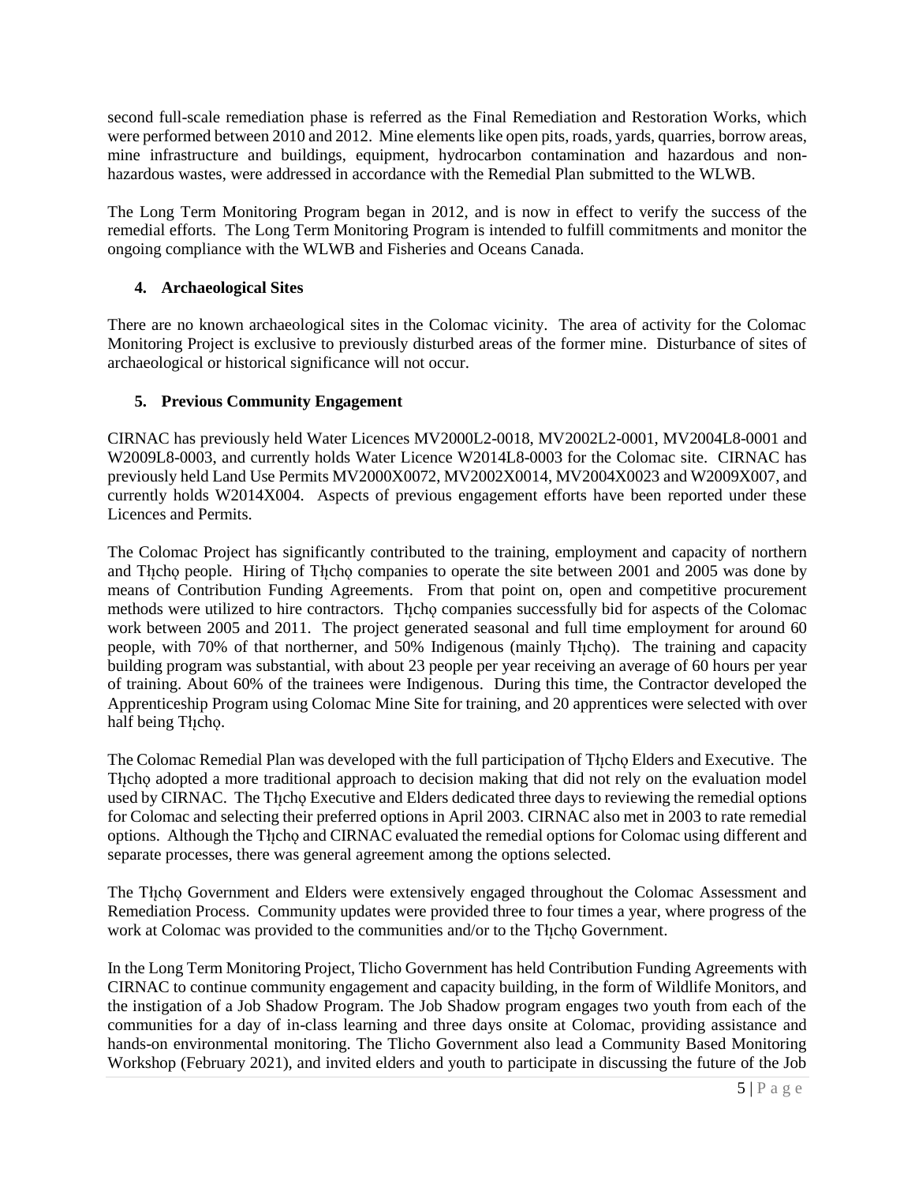second full-scale remediation phase is referred as the Final Remediation and Restoration Works, which were performed between 2010 and 2012. Mine elements like open pits, roads, yards, quarries, borrow areas, mine infrastructure and buildings, equipment, hydrocarbon contamination and hazardous and non-hazardous wastes, were addressed in accordance with the Remedial Plan submitted to the WLWB.

The Long Term Monitoring Program began in 2012, and is now in effect to verify the success of the remedial efforts. The Long Term Monitoring Program is intended to fulfill commitments and monitor the ongoing compliance with the WLWB and Fisheries and Oceans Canada.

## 4. Archaeological Sites

There are no known archaeological sites in the Colomac vicinity. The area of activity for the Colomac Monitoring Project is exclusive to previously disturbed areas of the former mine. Disturbance of sites of archaeological or historical significance will not occur.

## 5. Previous Community Engagement

CIRNAC has previously held Water Licences MV2000L2-0018, MV2002L2-0001, MV2004L8-0001 and W2009L8-0003, and currently holds Water Licence W2014L8-0003 for the Colomac site. CIRNAC has previously held Land Use Permits MV2000X0072, MV2002X0014, MV2004X0023 and W2009X007, and currently holds W2014X004. Aspects of previous engagement efforts have been reported under these Licences and Permits.

The Colomac Project has significantly contributed to the training, employment and capacity of northern and Tłı̨chǫ people. Hiring of Tłı̨chǫ companies to operate the site between 2001 and 2005 was done by means of Contribution Funding Agreements. From that point on, open and competitive procurement methods were utilized to hire contractors. Tłı̨chǫ companies successfully bid for aspects of the Colomac work between 2005 and 2011. The project generated seasonal and full time employment for around 60 people, with 70% of that northerner, and 50% Indigenous (mainly Tłı̨chǫ). The training and capacity building program was substantial, with about 23 people per year receiving an average of 60 hours per year of training. About 60% of the trainees were Indigenous. During this time, the Contractor developed the Apprenticeship Program using Colomac Mine Site for training, and 20 apprentices were selected with over half being Tłı̨chǫ.

The Colomac Remedial Plan was developed with the full participation of Tłı̨chǫ Elders and Executive. The Tłı̨chǫ adopted a more traditional approach to decision making that did not rely on the evaluation model used by CIRNAC. The Tłı̨chǫ Executive and Elders dedicated three days to reviewing the remedial options for Colomac and selecting their preferred options in April 2003. CIRNAC also met in 2003 to rate remedial options. Although the Tłı̨chǫ and CIRNAC evaluated the remedial options for Colomac using different and separate processes, there was general agreement among the options selected.

The Tłı̨chǫ Government and Elders were extensively engaged throughout the Colomac Assessment and Remediation Process. Community updates were provided three to four times a year, where progress of the work at Colomac was provided to the communities and/or to the Tłı̨chǫ Government.

In the Long Term Monitoring Project, Tlicho Government has held Contribution Funding Agreements with CIRNAC to continue community engagement and capacity building, in the form of Wildlife Monitors, and the instigation of a Job Shadow Program. The Job Shadow program engages two youth from each of the communities for a day of in-class learning and three days onsite at Colomac, providing assistance and hands-on environmental monitoring. The Tlicho Government also lead a Community Based Monitoring Workshop (February 2021), and invited elders and youth to participate in discussing the future of the Job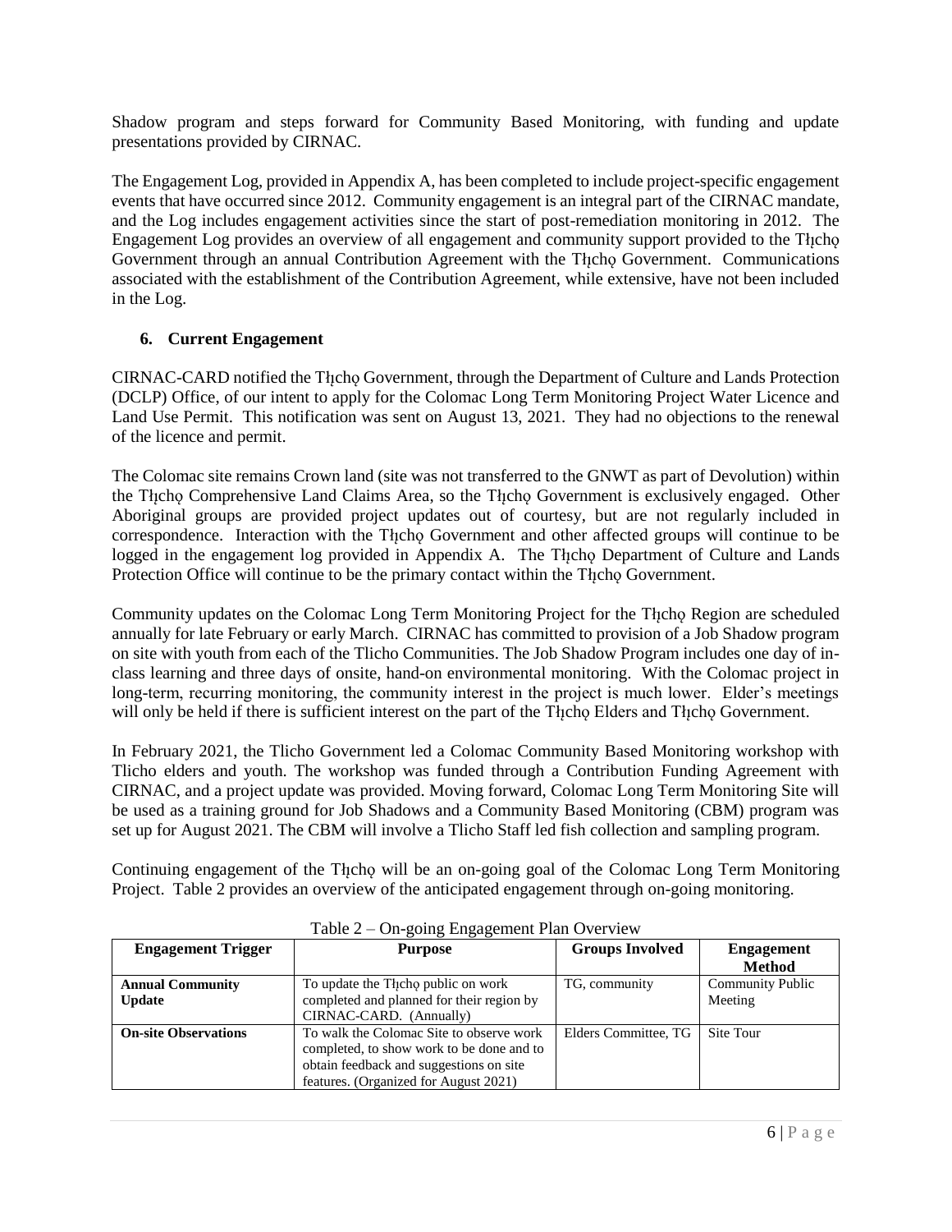Shadow program and steps forward for Community Based Monitoring, with funding and update presentations provided by CIRNAC.

The Engagement Log, provided in Appendix A, has been completed to include project-specific engagement events that have occurred since 2012. Community engagement is an integral part of the CIRNAC mandate, and the Log includes engagement activities since the start of post-remediation monitoring in 2012. The Engagement Log provides an overview of all engagement and community support provided to the Tłįchǫ Government through an annual Contribution Agreement with the Tłįchǫ Government. Communications associated with the establishment of the Contribution Agreement, while extensive, have not been included in the Log.

## 6. Current Engagement

CIRNAC-CARD notified the Tłįchǫ Government, through the Department of Culture and Lands Protection (DCLP) Office, of our intent to apply for the Colomac Long Term Monitoring Project Water Licence and Land Use Permit. This notification was sent on August 13, 2021. They had no objections to the renewal of the licence and permit.

The Colomac site remains Crown land (site was not transferred to the GNWT as part of Devolution) within the Tłįchǫ Comprehensive Land Claims Area, so the Tłįchǫ Government is exclusively engaged. Other Aboriginal groups are provided project updates out of courtesy, but are not regularly included in correspondence. Interaction with the Tłįchǫ Government and other affected groups will continue to be logged in the engagement log provided in Appendix A. The Tłįchǫ Department of Culture and Lands Protection Office will continue to be the primary contact within the Tłįchǫ Government.

Community updates on the Colomac Long Term Monitoring Project for the Tłįchǫ Region are scheduled annually for late February or early March. CIRNAC has committed to provision of a Job Shadow program on site with youth from each of the Tlicho Communities. The Job Shadow Program includes one day of in-class learning and three days of onsite, hand-on environmental monitoring. With the Colomac project in long-term, recurring monitoring, the community interest in the project is much lower. Elder's meetings will only be held if there is sufficient interest on the part of the Tłįchǫ Elders and Tłįchǫ Government.

In February 2021, the Tlicho Government led a Colomac Community Based Monitoring workshop with Tlicho elders and youth. The workshop was funded through a Contribution Funding Agreement with CIRNAC, and a project update was provided. Moving forward, Colomac Long Term Monitoring Site will be used as a training ground for Job Shadows and a Community Based Monitoring (CBM) program was set up for August 2021. The CBM will involve a Tlicho Staff led fish collection and sampling program.

Continuing engagement of the Tłįchǫ will be an on-going goal of the Colomac Long Term Monitoring Project. Table 2 provides an overview of the anticipated engagement through on-going monitoring.

Table 2 – On-going Engagement Plan Overview

| Engagement Trigger | Purpose | Groups Involved | Engagement Method |
|---|---|---|---|
| **Annual Community Update** | To update the Tłįchǫ public on work completed and planned for their region by CIRNAC-CARD. (Annually) | TG, community | Community Public Meeting |
| **On-site Observations** | To walk the Colomac Site to observe work completed, to show work to be done and to obtain feedback and suggestions on site features. (Organized for August 2021) | Elders Committee, TG | Site Tour |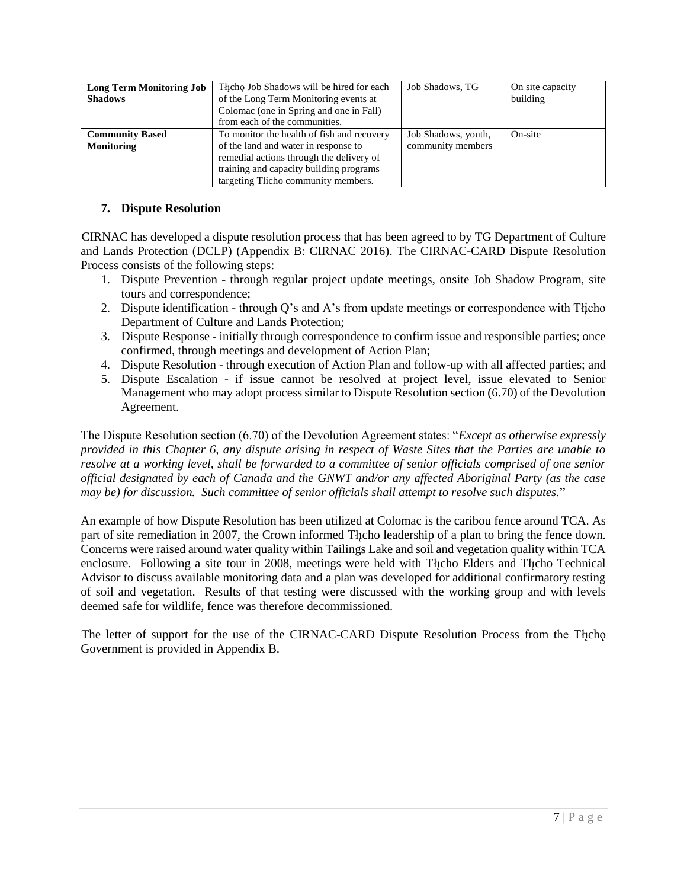| **Long Term Monitoring Job Shadows** | Tłı̨chǫ Job Shadows will be hired for each of the Long Term Monitoring events at Colomac (one in Spring and one in Fall) from each of the communities. | Job Shadows, TG | On site capacity building |
|---|---|---|---|
| **Community Based Monitoring** | To monitor the health of fish and recovery of the land and water in response to remedial actions through the delivery of training and capacity building programs targeting Tlicho community members. | Job Shadows, youth, community members | On-site |

## 7. Dispute Resolution

CIRNAC has developed a dispute resolution process that has been agreed to by TG Department of Culture and Lands Protection (DCLP) (Appendix B: CIRNAC 2016). The CIRNAC-CARD Dispute Resolution Process consists of the following steps:

1. Dispute Prevention - through regular project update meetings, onsite Job Shadow Program, site tours and correspondence;
2. Dispute identification - through Q's and A's from update meetings or correspondence with Tłı̨cho Department of Culture and Lands Protection;
3. Dispute Response - initially through correspondence to confirm issue and responsible parties; once confirmed, through meetings and development of Action Plan;
4. Dispute Resolution - through execution of Action Plan and follow-up with all affected parties; and
5. Dispute Escalation - if issue cannot be resolved at project level, issue elevated to Senior Management who may adopt process similar to Dispute Resolution section (6.70) of the Devolution Agreement.

The Dispute Resolution section (6.70) of the Devolution Agreement states: "*Except as otherwise expressly provided in this Chapter 6, any dispute arising in respect of Waste Sites that the Parties are unable to resolve at a working level, shall be forwarded to a committee of senior officials comprised of one senior official designated by each of Canada and the GNWT and/or any affected Aboriginal Party (as the case may be) for discussion. Such committee of senior officials shall attempt to resolve such disputes.*"

An example of how Dispute Resolution has been utilized at Colomac is the caribou fence around TCA. As part of site remediation in 2007, the Crown informed Tłı̨cho leadership of a plan to bring the fence down. Concerns were raised around water quality within Tailings Lake and soil and vegetation quality within TCA enclosure. Following a site tour in 2008, meetings were held with Tłı̨cho Elders and Tłı̨cho Technical Advisor to discuss available monitoring data and a plan was developed for additional confirmatory testing of soil and vegetation. Results of that testing were discussed with the working group and with levels deemed safe for wildlife, fence was therefore decommissioned.

The letter of support for the use of the CIRNAC-CARD Dispute Resolution Process from the Tłı̨chǫ Government is provided in Appendix B.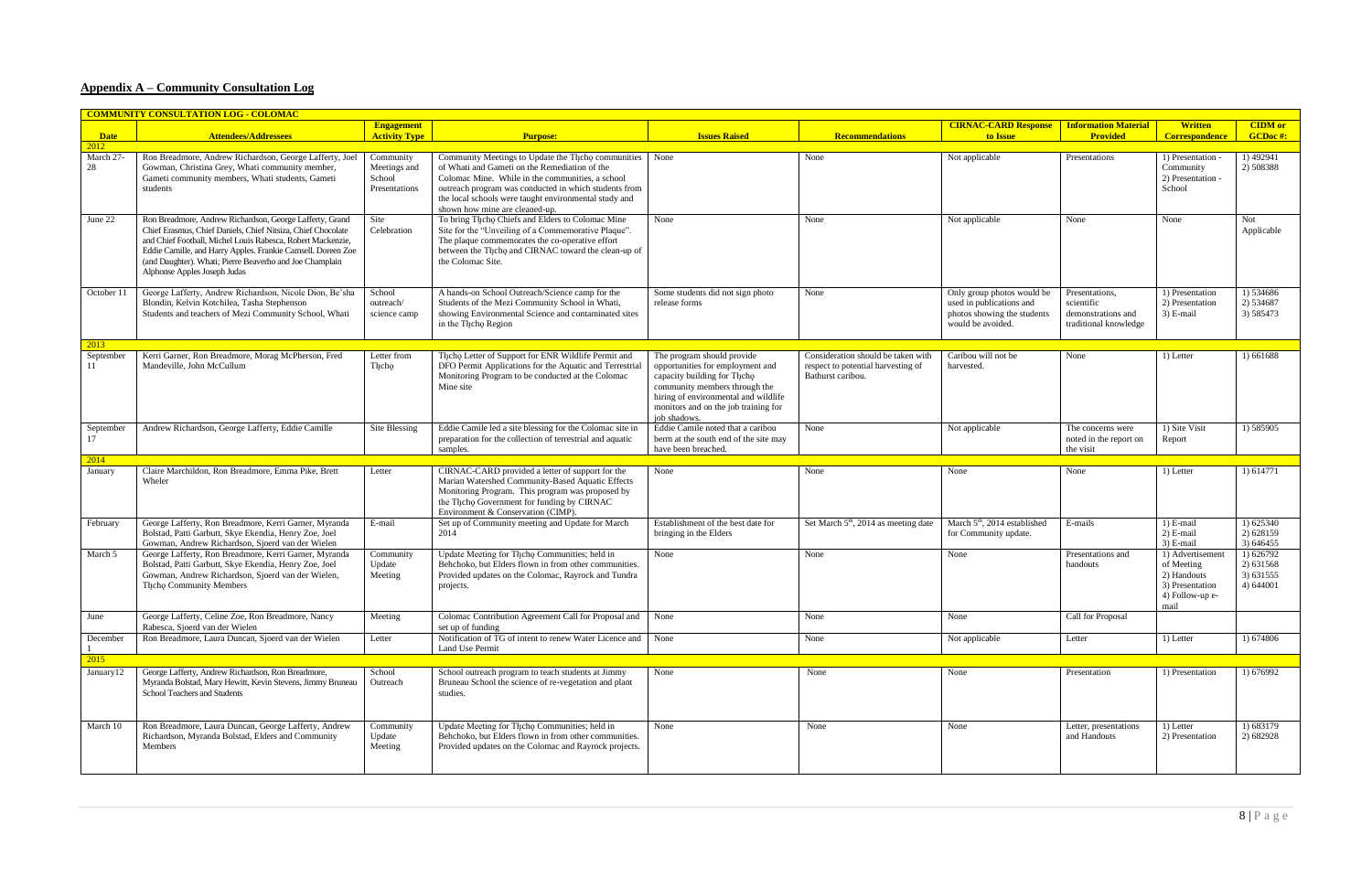## Appendix A – Community Consultation Log

| COMMUNITY CONSULTATION LOG - COLOMAC | | | | | | | | | |
|---|---|---|---|---|---|---|---|---|---|
| Date | Attendees/Addressees | Engagement Activity Type | Purpose: | Issues Raised | Recommendations | CIRNAC-CARD Response to Issue | Information Material Provided | Written Correspondence | CIDM or GCDoc #: |
| 2012 | | | | | | | | | |
| March 27-28 | Ron Breadmore, Andrew Richardson, George Lafferty, Joel Gowman, Christina Grey, Whati community member, Gameti community members, Whati students, Gameti students | Community Meetings and School Presentations | Community Meetings to Update the Tłı̨chǫ communities of Whati and Gameti on the Remediation of the Colomac Mine. While in the communities, a school outreach program was conducted in which students from the local schools were taught environmental study and shown how mine are cleaned-up. | None | None | Not applicable | Presentations | 1) Presentation - Community 2) Presentation - School | 1) 492941 2) 508388 |
| June 22 | Ron Breadmore, Andrew Richardson, George Lafferty, Grand Chief Erasmus, Chief Daniels, Chief Nitsiza, Chief Chocolate and Chief Football, Michel Louis Rabesca, Robert Mackenzie, Eddie Camille, and Harry Apples. Frankie Camsell. Doreen Zoe (and Daughter). Whati; Pierre Beaverho and Joe Champlain Alphonse Apples Joseph Judas | Site Celebration | To bring Tłı̨chǫ Chiefs and Elders to Colomac Mine Site for the "Unveiling of a Commemorative Plaque". The plaque commemorates the co-operative effort between the Tłı̨chǫ and CIRNAC toward the clean-up of the Colomac Site. | None | None | Not applicable | None | None | Not Applicable |
| October 11 | George Lafferty, Andrew Richardson, Nicole Dion, Be'sha Blondin, Kelvin Kotchilea, Tasha Stephenson Students and teachers of Mezi Community School, Whati | School outreach/ science camp | A hands-on School Outreach/Science camp for the Students of the Mezi Community School in Whati, showing Environmental Science and contaminated sites in the Tłı̨chǫ Region | Some students did not sign photo release forms | None | Only group photos would be used in publications and photos showing the students would be avoided. | Presentations, scientific demonstrations and traditional knowledge | 1) Presentation 2) Presentation 3) E-mail | 1) 534686 2) 534687 3) 585473 |
| 2013 | | | | | | | | | |
| September 11 | Kerri Garner, Ron Breadmore, Morag McPherson, Fred Mandeville, John McCullum | Letter from Tłı̨chǫ | Tłı̨chǫ Letter of Support for ENR Wildlife Permit and DFO Permit Applications for the Aquatic and Terrestrial Monitoring Program to be conducted at the Colomac Mine site | The program should provide opportunities for employment and capacity building for Tłı̨chǫ community members through the hiring of environmental and wildlife monitors and on the job training for job shadows. | Consideration should be taken with respect to potential harvesting of Bathurst caribou. | Caribou will not be harvested. | None | 1) Letter | 1) 661688 |
| September 17 | Andrew Richardson, George Lafferty, Eddie Camille | Site Blessing | Eddie Camile led a site blessing for the Colomac site in preparation for the collection of terrestrial and aquatic samples. | Eddie Camile noted that a caribou berm at the south end of the site may have been breached. | None | Not applicable | The concerns were noted in the report on the visit | 1) Site Visit Report | 1) 585905 |
| 2014 | | | | | | | | | |
| January | Claire Marchildon, Ron Breadmore, Emma Pike, Brett Wheler | Letter | CIRNAC-CARD provided a letter of support for the Marian Watershed Community-Based Aquatic Effects Monitoring Program. This program was proposed by the Tłı̨chǫ Government for funding by CIRNAC Environment & Conservation (CIMP). | None | None | None | None | 1) Letter | 1) 614771 |
| February | George Lafferty, Ron Breadmore, Kerri Garner, Myranda Bolstad, Patti Garbutt, Skye Ekendia, Henry Zoe, Joel Gowman, Andrew Richardson, Sjoerd van der Wielen | E-mail | Set up of Community meeting and Update for March 2014 | Establishment of the best date for bringing in the Elders | Set March 5th, 2014 as meeting date | March 5th, 2014 established for Community update. | E-mails | 1) E-mail 2) E-mail 3) E-mail | 1) 625340 2) 628159 3) 646455 |
| March 5 | George Lafferty, Ron Breadmore, Kerri Garner, Myranda Bolstad, Patti Garbutt, Skye Ekendia, Henry Zoe, Joel Gowman, Andrew Richardson, Sjoerd van der Wielen, Tłı̨chǫ Community Members | Community Update Meeting | Update Meeting for Tłı̨chǫ Communities; held in Behchoko, but Elders flown in from other communities. Provided updates on the Colomac, Rayrock and Tundra projects. | None | None | None | Presentations and handouts | 1) Advertisement of Meeting 2) Handouts 3) Presentation 4) Follow-up e-mail | 1) 626792 2) 631568 3) 631555 4) 644001 |
| June | George Lafferty, Celine Zoe, Ron Breadmore, Nancy Rabesca, Sjoerd van der Wielen | Meeting | Colomac Contribution Agreement Call for Proposal and set up of funding | None | None | None | Call for Proposal | | |
| December 1 | Ron Breadmore, Laura Duncan, Sjoerd van der Wielen | Letter | Notification of TG of intent to renew Water Licence and Land Use Permit | None | None | Not applicable | Letter | 1) Letter | 1) 674806 |
| 2015 | | | | | | | | | |
| January12 | George Lafferty, Andrew Richardson, Ron Breadmore, Myranda Bolstad, Mary Hewitt, Kevin Stevens, Jimmy Bruneau School Teachers and Students | School Outreach | School outreach program to teach students at Jimmy Bruneau School the science of re-vegetation and plant studies. | None | None | None | Presentation | 1) Presentation | 1) 676992 |
| March 10 | Ron Breadmore, Laura Duncan, George Lafferty, Andrew Richardson, Myranda Bolstad, Elders and Community Members | Community Update Meeting | Update Meeting for Tłı̨chǫ Communities; held in Behchoko, but Elders flown in from other communities. Provided updates on the Colomac and Rayrock projects. | None | None | None | Letter, presentations and Handouts | 1) Letter 2) Presentation | 1) 683179 2) 682928 |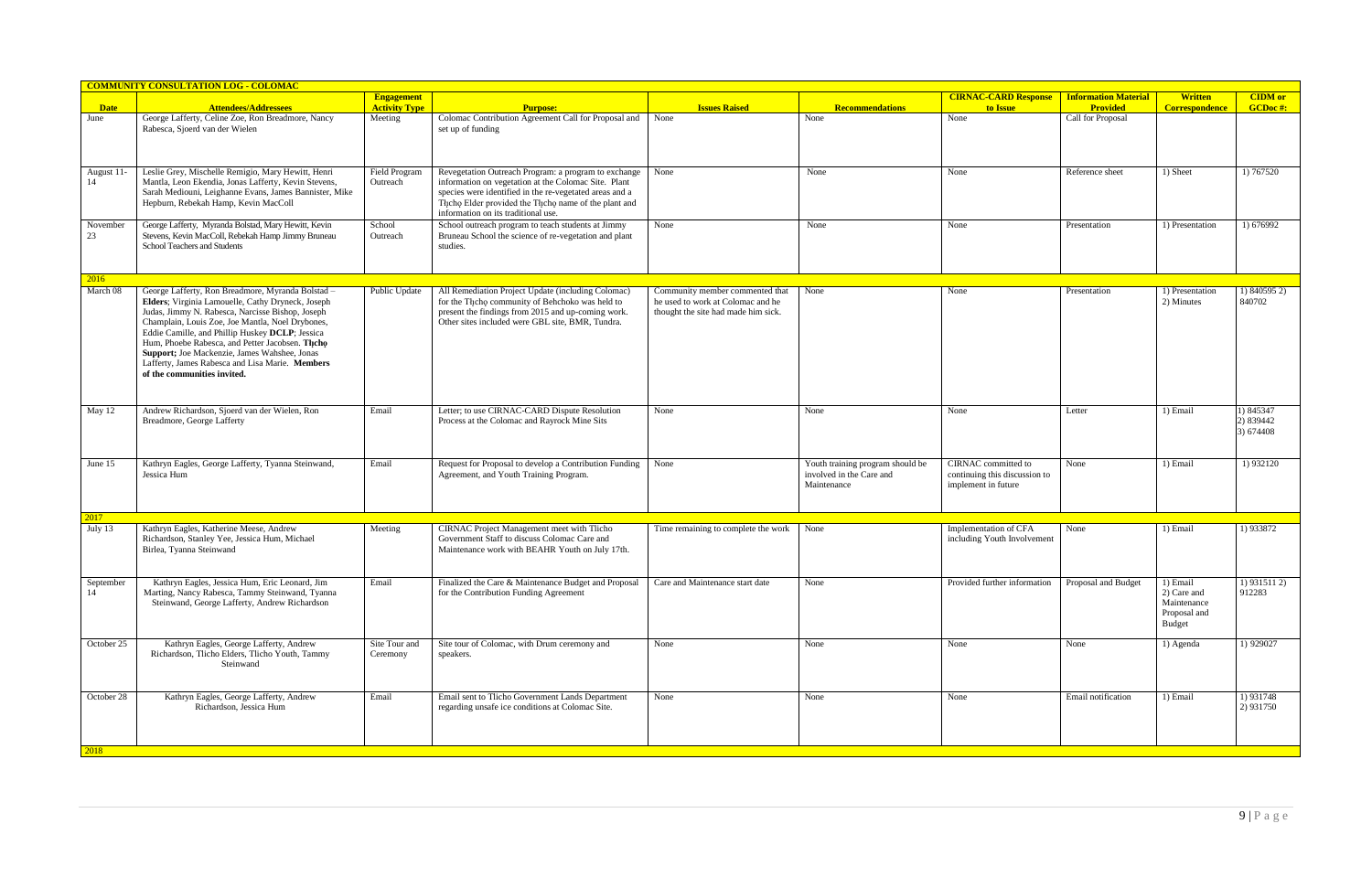| **COMMUNITY CONSULTATION LOG - COLOMAC** | | | | | | | | | | |
|---|---|---|---|---|---|---|---|---|---|---|
| **Date** | **Attendees/Addressees** | **Engagement Activity Type** | **Purpose:** | **Issues Raised** | **Recommendations** | **CIRNAC-CARD Response to Issue** | **Information Material Provided** | **Written Correspondence** | **CIDM or GCDoc #:** |
| June | George Lafferty, Celine Zoe, Ron Breadmore, Nancy Rabesca, Sjoerd van der Wielen | Meeting | Colomac Contribution Agreement Call for Proposal and set up of funding | None | None | None | Call for Proposal | | |
| August 11-14 | Leslie Grey, Mischelle Remigio, Mary Hewitt, Henri Mantla, Leon Ekendia, Jonas Lafferty, Kevin Stevens, Sarah Mediouni, Leighanne Evans, James Bannister, Mike Hepburn, Rebekah Hamp, Kevin MacColl | Field Program Outreach | Revegetation Outreach Program: a program to exchange information on vegetation at the Colomac Site. Plant species were identified in the re-vegetated areas and a Tłı̨chǫ Elder provided the Tłı̨chǫ name of the plant and information on its traditional use. | None | None | None | Reference sheet | 1) Sheet | 1) 767520 |
| November 23 | George Lafferty, Myranda Bolstad, Mary Hewitt, Kevin Stevens, Kevin MacColl, Rebekah Hamp Jimmy Bruneau School Teachers and Students | School Outreach | School outreach program to teach students at Jimmy Bruneau School the science of re-vegetation and plant studies. | None | None | None | Presentation | 1) Presentation | 1) 676992 |
| 2016 | | | | | | | | | |
| March 08 | George Lafferty, Ron Breadmore, Myranda Bolstad – **Elders**; Virginia Lamouelle, Cathy Dryneck, Joseph Judas, Jimmy N. Rabesca, Narcisse Bishop, Joseph Champlain, Louis Zoe, Joe Mantla, Noel Drybones, Eddie Camille, and Phillip Huskey **DCLP**; Jessica Hum, Phoebe Rabesca, and Petter Jacobsen. **Tłı̨chǫ Support;** Joe Mackenzie, James Wahshee, Jonas Lafferty, James Rabesca and Lisa Marie. **Members of the communities invited.** | Public Update | All Remediation Project Update (including Colomac) for the Tłı̨chǫ community of Behchoko was held to present the findings from 2015 and up-coming work. Other sites included were GBL site, BMR, Tundra. | Community member commented that he used to work at Colomac and he thought the site had made him sick. | None | None | Presentation | 1) Presentation 2) Minutes | 1) 840595 2) 840702 |
| May 12 | Andrew Richardson, Sjoerd van der Wielen, Ron Breadmore, George Lafferty | Email | Letter; to use CIRNAC-CARD Dispute Resolution Process at the Colomac and Rayrock Mine Sits | None | None | None | Letter | 1) Email | 1) 845347 2) 839442 3) 674408 |
| June 15 | Kathryn Eagles, George Lafferty, Tyanna Steinwand, Jessica Hum | Email | Request for Proposal to develop a Contribution Funding Agreement, and Youth Training Program. | None | Youth training program should be involved in the Care and Maintenance | CIRNAC committed to continuing this discussion to implement in future | None | 1) Email | 1) 932120 |
| 2017 | | | | | | | | | |
| July 13 | Kathryn Eagles, Katherine Meese, Andrew Richardson, Stanley Yee, Jessica Hum, Michael Birlea, Tyanna Steinwand | Meeting | CIRNAC Project Management meet with Tlicho Government Staff to discuss Colomac Care and Maintenance work with BEAHR Youth on July 17th. | Time remaining to complete the work | None | Implementation of CFA including Youth Involvement | None | 1) Email | 1) 933872 |
| September 14 | Kathryn Eagles, Jessica Hum, Eric Leonard, Jim Marting, Nancy Rabesca, Tammy Steinwand, Tyanna Steinwand, George Lafferty, Andrew Richardson | Email | Finalized the Care & Maintenance Budget and Proposal for the Contribution Funding Agreement | Care and Maintenance start date | None | Provided further information | Proposal and Budget | 1) Email 2) Care and Maintenance Proposal and Budget | 1) 931511 2) 912283 |
| October 25 | Kathryn Eagles, George Lafferty, Andrew Richardson, Tlicho Elders, Tlicho Youth, Tammy Steinwand | Site Tour and Ceremony | Site tour of Colomac, with Drum ceremony and speakers. | None | None | None | None | 1) Agenda | 1) 929027 |
| October 28 | Kathryn Eagles, George Lafferty, Andrew Richardson, Jessica Hum | Email | Email sent to Tlicho Government Lands Department regarding unsafe ice conditions at Colomac Site. | None | None | None | Email notification | 1) Email | 1) 931748 2) 931750 |
| 2018 | | | | | | | | | |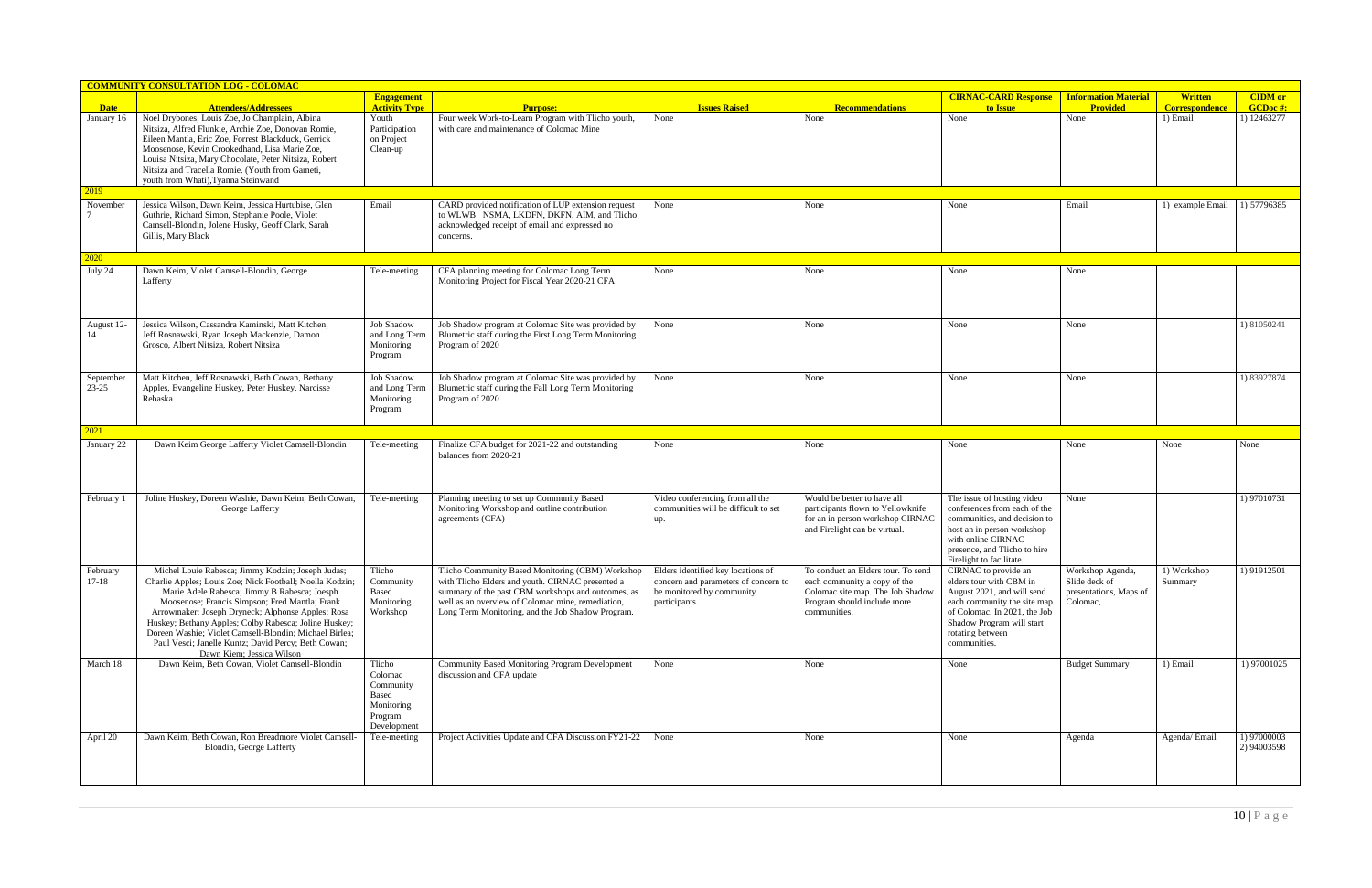| COMMUNITY CONSULTATION LOG - COLOMAC | | | | | | | | | |
|---|---|---|---|---|---|---|---|---|---|
| **Date** | **Attendees/Addressees** | **Engagement Activity Type** | **Purpose:** | **Issues Raised** | **Recommendations** | **CIRNAC-CARD Response to Issue** | **Information Material Provided** | **Written Correspondence** | **CIDM or GCDoc #:** |
| January 16 | Noel Drybones, Louis Zoe, Jo Champlain, Albina Nitsiza, Alfred Flunkie, Archie Zoe, Donovan Romie, Eileen Mantla, Eric Zoe, Forrest Blackduck, Gerrick Moosenose, Kevin Crookedhand, Lisa Marie Zoe, Louisa Nitsiza, Mary Chocolate, Peter Nitsiza, Robert Nitsiza and Tracella Romie. (Youth from Gameti, youth from Whati),Tyanna Steinwand | Youth Participation on Project Clean-up | Four week Work-to-Learn Program with Tlicho youth, with care and maintenance of Colomac Mine | None | None | None | None | 1) Email | 1) 12463277 |
| 2019 | | | | | | | | | |
| November 7 | Jessica Wilson, Dawn Keim, Jessica Hurtubise, Glen Guthrie, Richard Simon, Stephanie Poole, Violet Camsell-Blondin, Jolene Husky, Geoff Clark, Sarah Gillis, Mary Black | Email | CARD provided notification of LUP extension request to WLWB. NSMA, LKDFN, DKFN, AIM, and Tlicho acknowledged receipt of email and expressed no concerns. | None | None | None | Email | 1) example Email | 1) 57796385 |
| 2020 | | | | | | | | | |
| July 24 | Dawn Keim, Violet Camsell-Blondin, George Lafferty | Tele-meeting | CFA planning meeting for Colomac Long Term Monitoring Project for Fiscal Year 2020-21 CFA | None | None | None | None | | |
| August 12-14 | Jessica Wilson, Cassandra Kaminski, Matt Kitchen, Jeff Rosnawski, Ryan Joseph Mackenzie, Damon Grosco, Albert Nitsiza, Robert Nitsiza | Job Shadow and Long Term Monitoring Program | Job Shadow program at Colomac Site was provided by Blumetric staff during the First Long Term Monitoring Program of 2020 | None | None | None | None | | 1) 81050241 |
| September 23-25 | Matt Kitchen, Jeff Rosnawski, Beth Cowan, Bethany Apples, Evangeline Huskey, Peter Huskey, Narcisse Rebaska | Job Shadow and Long Term Monitoring Program | Job Shadow program at Colomac Site was provided by Blumetric staff during the Fall Long Term Monitoring Program of 2020 | None | None | None | None | | 1) 83927874 |
| 2021 | | | | | | | | | |
| January 22 | Dawn Keim George Lafferty Violet Camsell-Blondin | Tele-meeting | Finalize CFA budget for 2021-22 and outstanding balances from 2020-21 | None | None | None | None | None | None |
| February 1 | Joline Huskey, Doreen Washie, Dawn Keim, Beth Cowan, George Lafferty | Tele-meeting | Planning meeting to set up Community Based Monitoring Workshop and outline contribution agreements (CFA) | Video conferencing from all the communities will be difficult to set up. | Would be better to have all participants flown to Yellowknife for an in person workshop CIRNAC and Firelight can be virtual. | The issue of hosting video conferences from each of the communities, and decision to host an in person workshop with online CIRNAC presence, and Tlicho to hire Firelight to facilitate. | None | | 1) 97010731 |
| February 17-18 | Michel Louie Rabesca; Jimmy Kodzin; Joseph Judas; Charlie Apples; Louis Zoe; Nick Football; Noella Kodzin; Marie Adele Rabesca; Jimmy B Rabesca; Joesph Moosenose; Francis Simpson; Fred Mantla; Frank Arrowmaker; Joseph Dryneck; Alphonse Apples; Rosa Huskey; Bethany Apples; Colby Rabesca; Joline Huskey; Doreen Washie; Violet Camsell-Blondin; Michael Birlea; Paul Vesci; Janelle Kuntz; David Percy; Beth Cowan; Dawn Kiem; Jessica Wilson | Tlicho Community Based Monitoring Workshop | Tlicho Community Based Monitoring (CBM) Workshop with Tlicho Elders and youth. CIRNAC presented a summary of the past CBM workshops and outcomes, as well as an overview of Colomac mine, remediation, Long Term Monitoring, and the Job Shadow Program. | Elders identified key locations of concern and parameters of concern to be monitored by community participants. | To conduct an Elders tour. To send each community a copy of the Colomac site map. The Job Shadow Program should include more communities. | CIRNAC to provide an elders tour with CBM in August 2021, and will send each community the site map of Colomac. In 2021, the Job Shadow Program will start rotating between communities. | Workshop Agenda, Slide deck of presentations, Maps of Colomac, | 1) Workshop Summary | 1) 91912501 |
| March 18 | Dawn Keim, Beth Cowan, Violet Camsell-Blondin | Tlicho Colomac Community Based Monitoring Program Development | Community Based Monitoring Program Development discussion and CFA update | None | None | None | Budget Summary | 1) Email | 1) 97001025 |
| April 20 | Dawn Keim, Beth Cowan, Ron Breadmore Violet Camsell-Blondin, George Lafferty | Tele-meeting | Project Activities Update and CFA Discussion FY21-22 | None | None | None | Agenda | Agenda/ Email | 1) 97000003 2) 94003598 |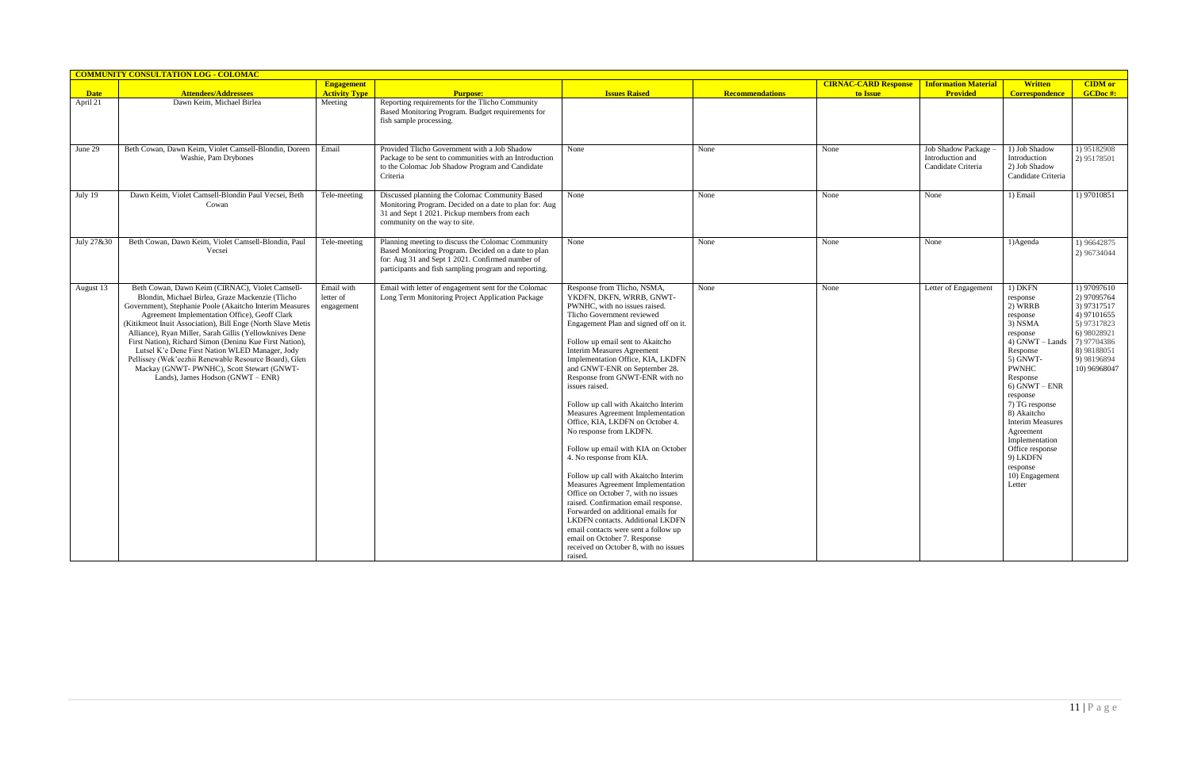| COMMUNITY CONSULTATION LOG - COLOMAC | | | | | | | | | |
|---|---|---|---|---|---|---|---|---|---|
| **Date** | **Attendees/Addressees** | **Engagement Activity Type** | **Purpose:** | **Issues Raised** | **Recommendations** | **CIRNAC-CARD Response to Issue** | **Information Material Provided** | **Written Correspondence** | **CIDM or GCDoc #:** |
| April 21 | Dawn Keim, Michael Birlea | Meeting | Reporting requirements for the Tlicho Community Based Monitoring Program. Budget requirements for fish sample processing. | | | | | | |
| June 29 | Beth Cowan, Dawn Keim, Violet Camsell-Blondin, Doreen Washie, Pam Drybones | Email | Provided Tlicho Government with a Job Shadow Package to be sent to communities with an Introduction to the Colomac Job Shadow Program and Candidate Criteria | None | None | None | Job Shadow Package – Introduction and Candidate Criteria | 1) Job Shadow Introduction 2) Job Shadow Candidate Criteria | 1) 95182908 2) 95178501 |
| July 19 | Dawn Keim, Violet Camsell-Blondin Paul Vecsei, Beth Cowan | Tele-meeting | Discussed planning the Colomac Community Based Monitoring Program. Decided on a date to plan for: Aug 31 and Sept 1 2021. Pickup members from each community on the way to site. | None | None | None | None | 1) Email | 1) 97010851 |
| July 27&30 | Beth Cowan, Dawn Keim, Violet Camsell-Blondin, Paul Vecsei | Tele-meeting | Planning meeting to discuss the Colomac Community Based Monitoring Program. Decided on a date to plan for: Aug 31 and Sept 1 2021. Confirmed number of participants and fish sampling program and reporting. | None | None | None | None | 1)Agenda | 1) 96642875 2) 96734044 |
| August 13 | Beth Cowan, Dawn Keim (CIRNAC), Violet Camsell-Blondin, Michael Birlea, Graze Mackenzie (Tlicho Government), Stephanie Poole (Akaitcho Interim Measures Agreement Implementation Office), Geoff Clark (Kitikmeot Inuit Association), Bill Enge (North Slave Metis Alliance), Ryan Miller, Sarah Gillis (Yellowknives Dene First Nation), Richard Simon (Deninu Kue First Nation), Lutsel K'e Dene First Nation WLED Manager, Jody Pellissey (Wek'eezhii Renewable Resource Board), Glen Mackay (GNWT- PWNHC), Scott Stewart (GNWT-Lands), James Hodson (GNWT – ENR) | Email with letter of engagement | Email with letter of engagement sent for the Colomac Long Term Monitoring Project Application Package | Response from Tlicho, NSMA, YKDFN, DKFN, WRRB, GNWT-PWNHC, with no issues raised. Tlicho Government reviewed Engagement Plan and signed off on it. Follow up email sent to Akaitcho Interim Measures Agreement Implementation Office, KIA, LKDFN and GNWT-ENR on September 28. Response from GNWT-ENR with no issues raised. Follow up call with Akaitcho Interim Measures Agreement Implementation Office, KIA, LKDFN on October 4. No response from LKDFN. Follow up email with KIA on October 4. No response from KIA. Follow up call with Akaitcho Interim Measures Agreement Implementation Office on October 7, with no issues raised. Confirmation email response. Forwarded on additional emails for LKDFN contacts. Additional LKDFN email contacts were sent a follow up email on October 7. Response received on October 8, with no issues raised. | None | None | Letter of Engagement | 1) DKFN response 2) WRRB response 3) NSMA response 4) GNWT – Lands Response 5) GNWT-PWNHC Response 6) GNWT – ENR response 7) TG response 8) Akaitcho Interim Measures Agreement Implementation Office response 9) LKDFN response 10) Engagement Letter | 1) 97097610 2) 97095764 3) 97317517 4) 97101655 5) 97317823 6) 98028921 7) 97704386 8) 98188051 9) 98196894 10) 96968047 |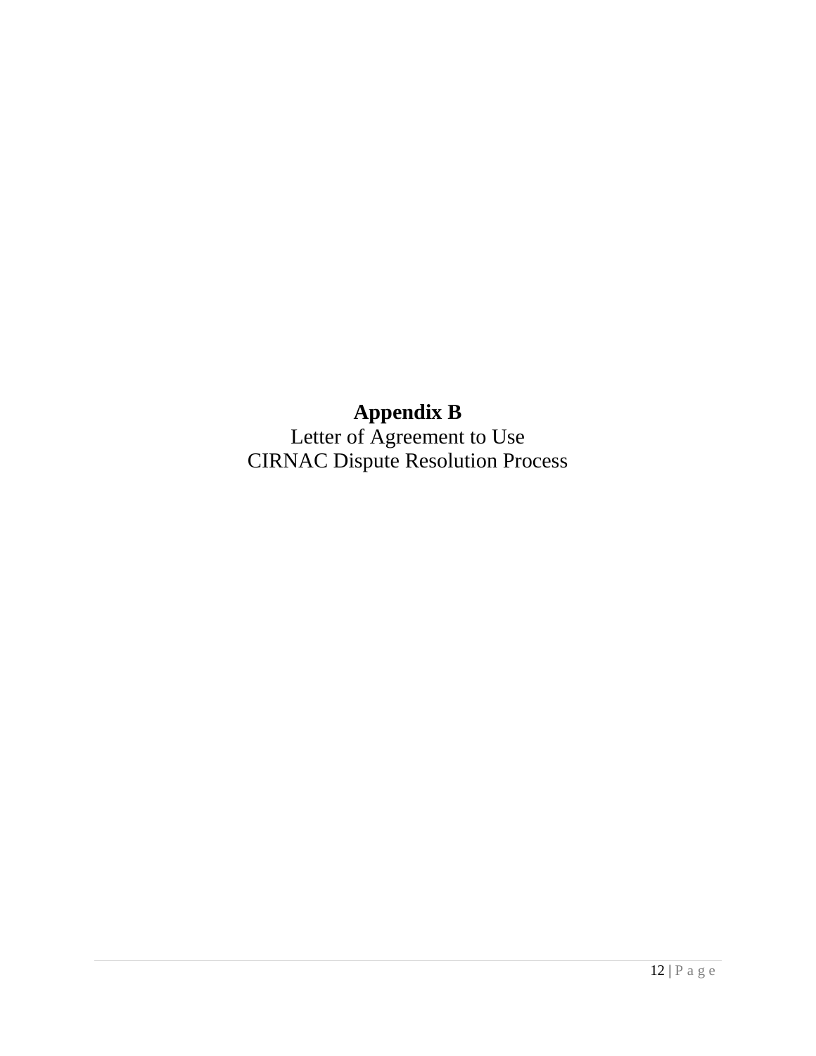# Appendix B

Letter of Agreement to Use
CIRNAC Dispute Resolution Process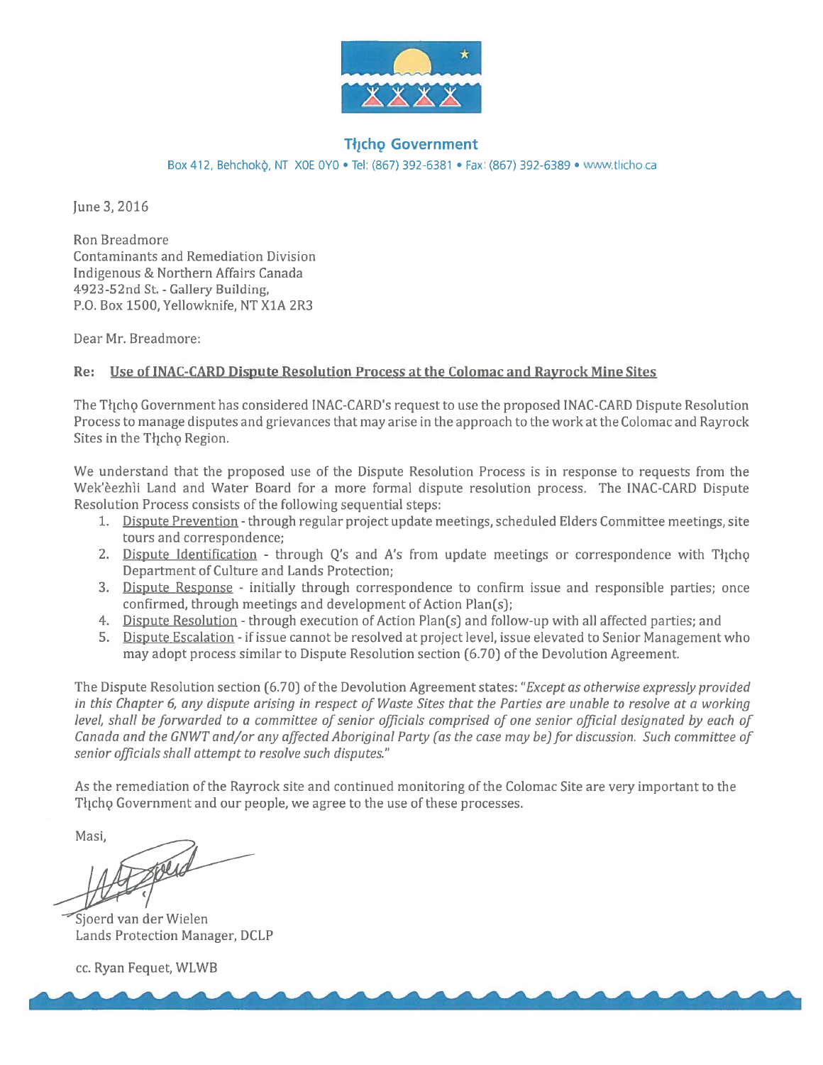**Tłı̨chǫ Government**

Box 412, Behchokǫ̀, NT X0E 0Y0 • Tel: (867) 392-6381 • Fax: (867) 392-6389 • www.tlicho.ca

June 3, 2016

Ron Breadmore
Contaminants and Remediation Division
Indigenous & Northern Affairs Canada
4923-52nd St. - Gallery Building,
P.O. Box 1500, Yellowknife, NT X1A 2R3

Dear Mr. Breadmore:

**Re: Use of INAC-CARD Dispute Resolution Process at the Colomac and Rayrock Mine Sites**

The Tłı̨chǫ Government has considered INAC-CARD's request to use the proposed INAC-CARD Dispute Resolution Process to manage disputes and grievances that may arise in the approach to the work at the Colomac and Rayrock Sites in the Tłı̨chǫ Region.

We understand that the proposed use of the Dispute Resolution Process is in response to requests from the Wek'èezhìi Land and Water Board for a more formal dispute resolution process. The INAC-CARD Dispute Resolution Process consists of the following sequential steps:

1. Dispute Prevention - through regular project update meetings, scheduled Elders Committee meetings, site tours and correspondence;
2. Dispute Identification - through Q's and A's from update meetings or correspondence with Tłı̨chǫ Department of Culture and Lands Protection;
3. Dispute Response - initially through correspondence to confirm issue and responsible parties; once confirmed, through meetings and development of Action Plan(s);
4. Dispute Resolution - through execution of Action Plan(s) and follow-up with all affected parties; and
5. Dispute Escalation - if issue cannot be resolved at project level, issue elevated to Senior Management who may adopt process similar to Dispute Resolution section (6.70) of the Devolution Agreement.

The Dispute Resolution section (6.70) of the Devolution Agreement states: "*Except as otherwise expressly provided in this Chapter 6, any dispute arising in respect of Waste Sites that the Parties are unable to resolve at a working level, shall be forwarded to a committee of senior officials comprised of one senior official designated by each of Canada and the GNWT and/or any affected Aboriginal Party (as the case may be) for discussion. Such committee of senior officials shall attempt to resolve such disputes.*"

As the remediation of the Rayrock site and continued monitoring of the Colomac Site are very important to the Tłı̨chǫ Government and our people, we agree to the use of these processes.

Masi,

Sjoerd van der Wielen
Lands Protection Manager, DCLP

cc. Ryan Fequet, WLWB